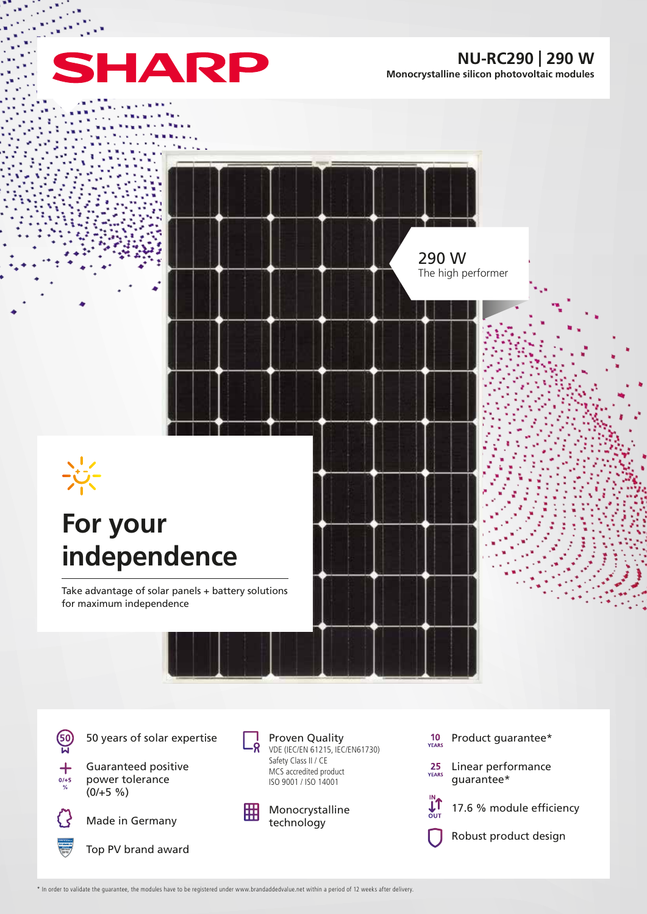SHARP

# NU-RC290 | 290 W

**Monocrystalline silicon photovoltaic modules**

290 W
The high performer

## For your independence

Take advantage of solar panels + battery solutions for maximum independence

- 50 years of solar expertise
- Guaranteed positive power tolerance (0/+5 %)
- Made in Germany
- Top PV brand award
- Proven Quality
  VDE (IEC/EN 61215, IEC/EN61730)
  Safety Class II / CE
  MCS accredited product
  ISO 9001 / ISO 14001
- Monocrystalline technology
- 10 YEARS Product guarantee*
- 25 YEARS Linear performance guarantee*
- 17.6 % module efficiency
- Robust product design

* In order to validate the guarantee, the modules have to be registered under www.brandaddedvalue.net within a period of 12 weeks after delivery.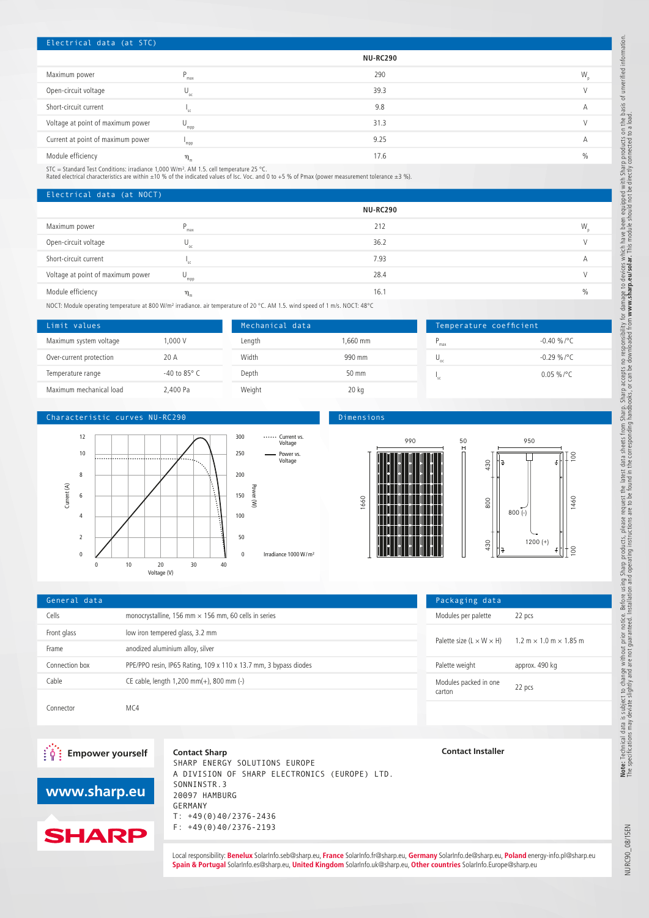## Electrical data (at STC)

| | | NU-RC290 | |
|---|---|---|---|
| Maximum power | $P_{max}$ | 290 | $W_p$ |
| Open-circuit voltage | $U_{oc}$ | 39.3 | V |
| Short-circuit current | $I_{sc}$ | 9.8 | A |
| Voltage at point of maximum power | $U_{mpp}$ | 31.3 | V |
| Current at point of maximum power | $I_{mpp}$ | 9.25 | A |
| Module efficiency | $\eta_m$ | 17.6 | % |

STC = Standard Test Conditions: irradiance 1,000 W/m². AM 1.5. cell temperature 25 °C.
Rated electrical characteristics are within ±10 % of the indicated values of Isc. Voc. and 0 to +5 % of Pmax (power measurement tolerance ±3 %).

## Electrical data (at NOCT)

| | | NU-RC290 | |
|---|---|---|---|
| Maximum power | $P_{max}$ | 212 | $W_p$ |
| Open-circuit voltage | $U_{oc}$ | 36.2 | V |
| Short-circuit current | $I_{sc}$ | 7.93 | A |
| Voltage at point of maximum power | $U_{mpp}$ | 28.4 | V |
| Module efficiency | $\eta_m$ | 16.1 | % |

NOCT: Module operating temperature at 800 W/m² irradiance. air temperature of 20 °C. AM 1.5. wind speed of 1 m/s. NOCT: 48°C

## Limit values

| | |
|---|---|
| Maximum system voltage | 1,000 V |
| Over-current protection | 20 A |
| Temperature range | -40 to 85° C |
| Maximum mechanical load | 2,400 Pa |

## Mechanical data

| | |
|---|---|
| Length | 1,660 mm |
| Width | 990 mm |
| Depth | 50 mm |
| Weight | 20 kg |

## Temperature coefficient

| | |
|---|---|
| $P_{max}$ | -0.40 % /°C |
| $U_{oc}$ | -0.29 % /°C |
| $I_{sc}$ | 0.05 % /°C |

## Characteristic curves NU-RC290

Current (A): 0, 2, 4, 6, 8, 10, 12
Power (W): 0, 50, 100, 150, 200, 250, 300
Voltage (V): 0, 10, 20, 30, 40
Current vs. Voltage
Power vs. Voltage
Irradiance 1000 W/m²

## Dimensions

990
50
950
1660
430
800
430
800 (-)
1200 (+)
100
1460
100

## General data

| | |
|---|---|
| Cells | monocrystalline, 156 mm × 156 mm, 60 cells in series |
| Front glass | low iron tempered glass, 3.2 mm |
| Frame | anodized aluminium alloy, silver |
| Connection box | PPE/PPO resin, IP65 Rating, 109 x 110 x 13.7 mm, 3 bypass diodes |
| Cable | CE cable, length 1,200 mm(+), 800 mm (-) |
| Connector | MC4 |

## Packaging data

| | |
|---|---|
| Modules per palette | 22 pcs |
| Palette size (L × W × H) | 1.2 m × 1.0 m × 1.85 m |
| Palette weight | approx. 490 kg |
| Modules packed in one carton | 22 pcs |

**Empower yourself**

**www.sharp.eu**

SHARP

**Contact Sharp**
SHARP ENERGY SOLUTIONS EUROPE
A DIVISION OF SHARP ELECTRONICS (EUROPE) LTD.
SONNINSTR.3
20097 HAMBURG
GERMANY
T: +49(0)40/2376-2436
F: +49(0)40/2376-2193

**Contact Installer**

Local responsibility: **Benelux** SolarInfo.seb@sharp.eu, **France** SolarInfo.fr@sharp.eu, **Germany** SolarInfo.de@sharp.eu, **Poland** energy-info.pl@sharp.eu **Spain & Portugal** SolarInfo.es@sharp.eu, **United Kingdom** SolarInfo.uk@sharp.eu, **Other countries** SolarInfo.Europe@sharp.eu

**Note:** Technical data is subject to change without prior notice. Before using Sharp products, please request the latest data sheets from Sharp. Sharp accepts no responsibility for damage to devices which have been equipped with Sharp products on the basis of unverified information. The specifications may deviate slightly and are not guaranteed. Installation and operating instructions are to be found in the corresponding handbooks, or can be downloaded from **www.sharp.eu/solar.** This module should not be directly connected to a load.

NU RC90_08/15EN